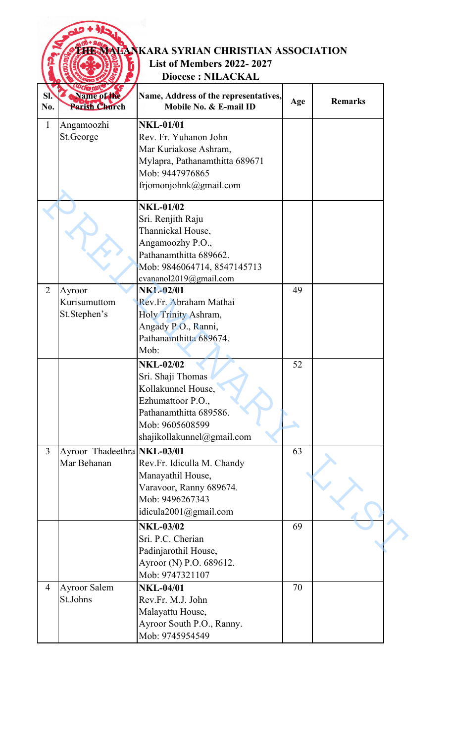# THE MALANKARA SYRIAN CHRISTIAN ASSOCIATION

## List of Members 2022- 2027

### Diocese : NILACKAL

| Sl. No. | Name of the Parish Church | Name, Address of the representatives, Mobile No. & E-mail ID | Age | Remarks |
|---|---|---|---|---|
| 1 | Angamoozhi St.George | **NKL-01/01** Rev. Fr. Yuhanon John Mar Kuriakose Ashram, Mylapra, Pathanamthitta 689671 Mob: 9447976865 frjomonjohnk@gmail.com | | |
| | | **NKL-01/02** Sri. Renjith Raju Thannickal House, Angamoozhy P.O., Pathanamthitta 689662. Mob: 9846064714, 8547145713 cvananol2019@gmail.com | | |
| 2 | Ayroor Kurisumuttom St.Stephen's | **NKL-02/01** Rev.Fr. Abraham Mathai Holy Trinity Ashram, Angady P.O., Ranni, Pathanamthitta 689674. Mob: | 49 | |
| | | **NKL-02/02** Sri. Shaji Thomas Kollakunnel House, Ezhumattoor P.O., Pathanamthitta 689586. Mob: 9605608599 shajikollakunnel@gmail.com | 52 | |
| 3 | Ayroor Thadeethra Mar Behanan | **NKL-03/01** Rev.Fr. Idiculla M. Chandy Manayathil House, Varavoor, Ranny 689674. Mob: 9496267343 idicula2001@gmail.com | 63 | |
| | | **NKL-03/02** Sri. P.C. Cherian Padinjarothil House, Ayroor (N) P.O. 689612. Mob: 9747321107 | 69 | |
| 4 | Ayroor Salem St.Johns | **NKL-04/01** Rev.Fr. M.J. John Malayattu House, Ayroor South P.O., Ranny. Mob: 9745954549 | 70 | |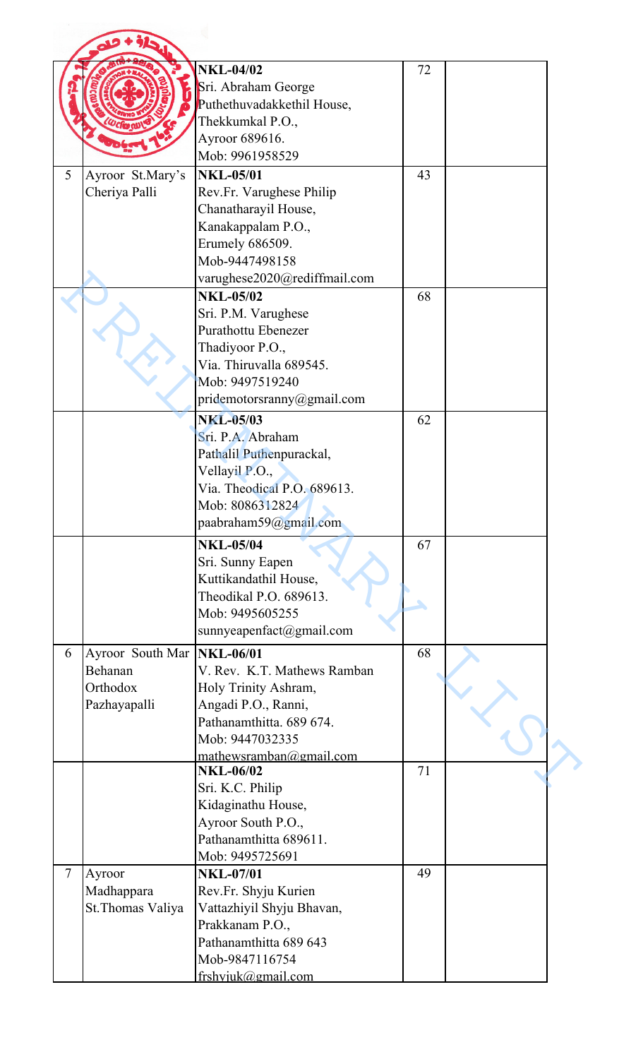| | | | | |
|---|---|---|---|---|
| | | **NKL-04/02**<br>Sri. Abraham George<br>Puthethuvadakkethil House,<br>Thekkumkal P.O.,<br>Ayroor 689616.<br>Mob: 9961958529 | 72 | |
| 5 | Ayroor St.Mary's Cheriya Palli | **NKL-05/01**<br>Rev.Fr. Varughese Philip<br>Chanatharayil House,<br>Kanakappalam P.O.,<br>Erumely 686509.<br>Mob-9447498158<br>varughese2020@rediffmail.com | 43 | |
| | | **NKL-05/02**<br>Sri. P.M. Varughese<br>Purathottu Ebenezer<br>Thadiyoor P.O.,<br>Via. Thiruvalla 689545.<br>Mob: 9497519240<br>pridemotorsranny@gmail.com | 68 | |
| | | **NKL-05/03**<br>Sri. P.A. Abraham<br>Pathalil Puthenpurackal,<br>Vellayil P.O.,<br>Via. Theodical P.O. 689613.<br>Mob: 8086312824<br>paabraham59@gmail.com | 62 | |
| | | **NKL-05/04**<br>Sri. Sunny Eapen<br>Kuttikandathil House,<br>Theodikal P.O. 689613.<br>Mob: 9495605255<br>sunnyeapenfact@gmail.com | 67 | |
| 6 | Ayroor South Mar Behanan Orthodox Pazhayapalli | **NKL-06/01**<br>V. Rev. K.T. Mathews Ramban<br>Holy Trinity Ashram,<br>Angadi P.O., Ranni,<br>Pathanamthitta. 689 674.<br>Mob: 9447032335<br>mathewsramban@gmail.com | 68 | |
| | | **NKL-06/02**<br>Sri. K.C. Philip<br>Kidaginathu House,<br>Ayroor South P.O.,<br>Pathanamthitta 689611.<br>Mob: 9495725691 | 71 | |
| 7 | Ayroor Madhappara St.Thomas Valiya | **NKL-07/01**<br>Rev.Fr. Shyju Kurien<br>Vattazhiyil Shyju Bhavan,<br>Prakkanam P.O.,<br>Pathanamthitta 689 643<br>Mob-9847116754<br>frshyjuk@gmail.com | 49 | |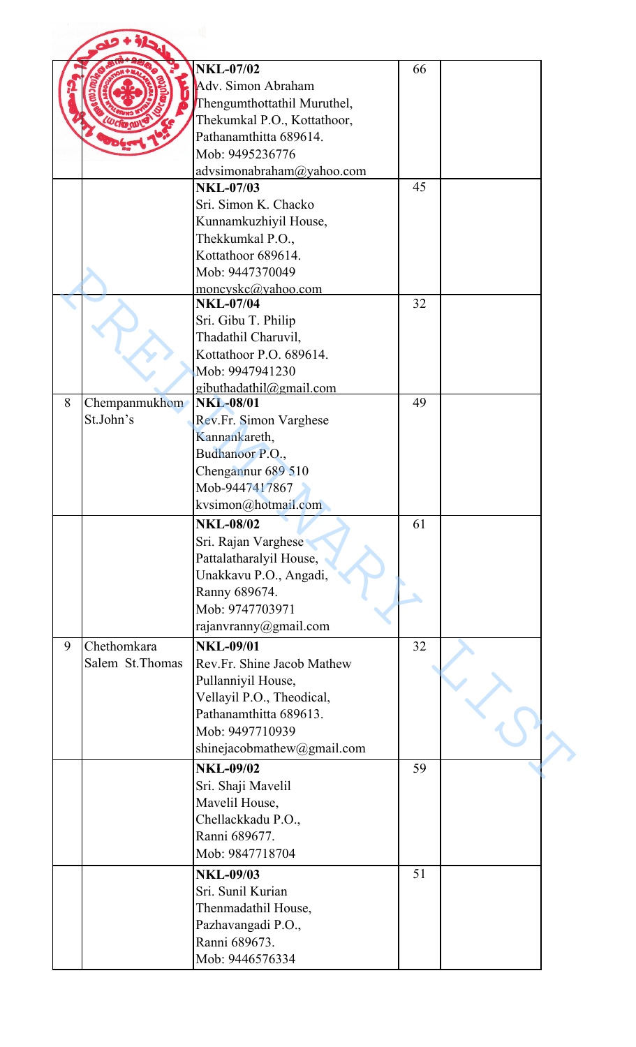| | | NKL-07/02<br>Adv. Simon Abraham<br>Thengumthottathil Muruthel,<br>Thekumkal P.O., Kottathoor,<br>Pathanamthitta 689614.<br>Mob: 9495236776<br>advsimonabraham@yahoo.com | 66 | |
|---|---|---|---|---|
| | | NKL-07/03<br>Sri. Simon K. Chacko<br>Kunnamkuzhiyil House,<br>Thekkumkal P.O.,<br>Kottathoor 689614.<br>Mob: 9447370049<br>moncyskc@yahoo.com | 45 | |
| | | NKL-07/04<br>Sri. Gibu T. Philip<br>Thadathil Charuvil,<br>Kottathoor P.O. 689614.<br>Mob: 9947941230<br>gibuthadathil@gmail.com | 32 | |
| 8 | Chempanmukhom St.John's | NKL-08/01<br>Rev.Fr. Simon Varghese<br>Kannankareth,<br>Budhanoor P.O.,<br>Chengannur 689 510<br>Mob-9447417867<br>kvsimon@hotmail.com | 49 | |
| | | NKL-08/02<br>Sri. Rajan Varghese<br>Pattalatharalyil House,<br>Unakkavu P.O., Angadi,<br>Ranny 689674.<br>Mob: 9747703971<br>rajanvranny@gmail.com | 61 | |
| 9 | Chethomkara Salem St.Thomas | NKL-09/01<br>Rev.Fr. Shine Jacob Mathew<br>Pullanniyil House,<br>Vellayil P.O., Theodical,<br>Pathanamthitta 689613.<br>Mob: 9497710939<br>shinejacobmathew@gmail.com | 32 | |
| | | NKL-09/02<br>Sri. Shaji Mavelil<br>Mavelil House,<br>Chellackkadu P.O.,<br>Ranni 689677.<br>Mob: 9847718704 | 59 | |
| | | NKL-09/03<br>Sri. Sunil Kurian<br>Thenmadathil House,<br>Pazhavangadi P.O.,<br>Ranni 689673.<br>Mob: 9446576334 | 51 | |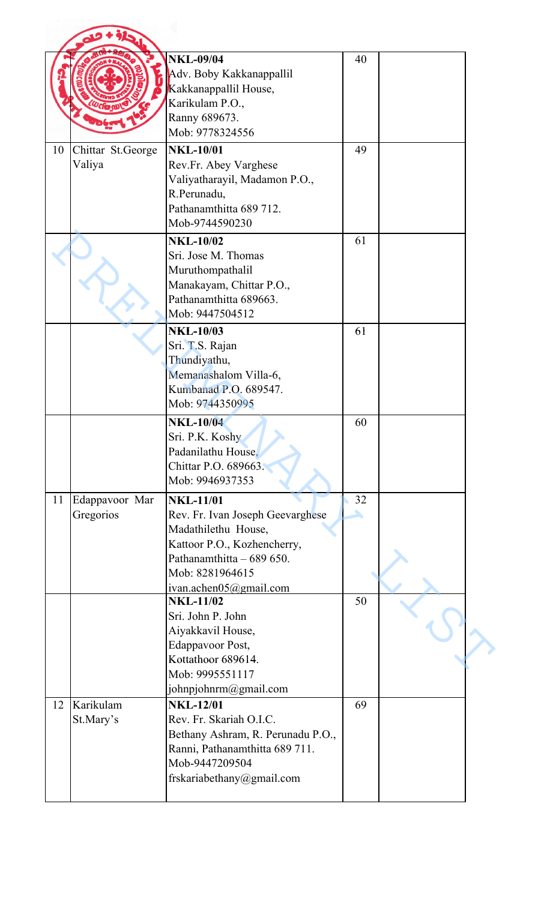| | | | | |
|---|---|---|---|---|
| | | **NKL-09/04**<br>Adv. Boby Kakkanappallil<br>Kakkanappallil House,<br>Karikulam P.O.,<br>Ranny 689673.<br>Mob: 9778324556 | 40 | |
| 10 | Chittar St.George Valiya | **NKL-10/01**<br>Rev.Fr. Abey Varghese<br>Valiyatharayil, Madamon P.O.,<br>R.Perunadu,<br>Pathanamthitta 689 712.<br>Mob-9744590230 | 49 | |
| | | **NKL-10/02**<br>Sri. Jose M. Thomas<br>Muruthompathalil<br>Manakayam, Chittar P.O.,<br>Pathanamthitta 689663.<br>Mob: 9447504512 | 61 | |
| | | **NKL-10/03**<br>Sri. T.S. Rajan<br>Thundiyathu,<br>Memanashalom Villa-6,<br>Kumbanad P.O. 689547.<br>Mob: 9744350995 | 61 | |
| | | **NKL-10/04**<br>Sri. P.K. Koshy<br>Padanilathu House,<br>Chittar P.O. 689663.<br>Mob: 9946937353 | 60 | |
| 11 | Edappavoor Mar Gregorios | **NKL-11/01**<br>Rev. Fr. Ivan Joseph Geevarghese<br>Madathilethu House,<br>Kattoor P.O., Kozhencherry,<br>Pathanamthitta – 689 650.<br>Mob: 8281964615<br>ivan.achen05@gmail.com | 32 | |
| | | **NKL-11/02**<br>Sri. John P. John<br>Aiyakkavil House,<br>Edappavoor Post,<br>Kottathoor 689614.<br>Mob: 9995551117<br>johnpjohnrm@gmail.com | 50 | |
| 12 | Karikulam St.Mary's | **NKL-12/01**<br>Rev. Fr. Skariah O.I.C.<br>Bethany Ashram, R. Perunadu P.O.,<br>Ranni, Pathanamthitta 689 711.<br>Mob-9447209504<br>frskariabethany@gmail.com | 69 | |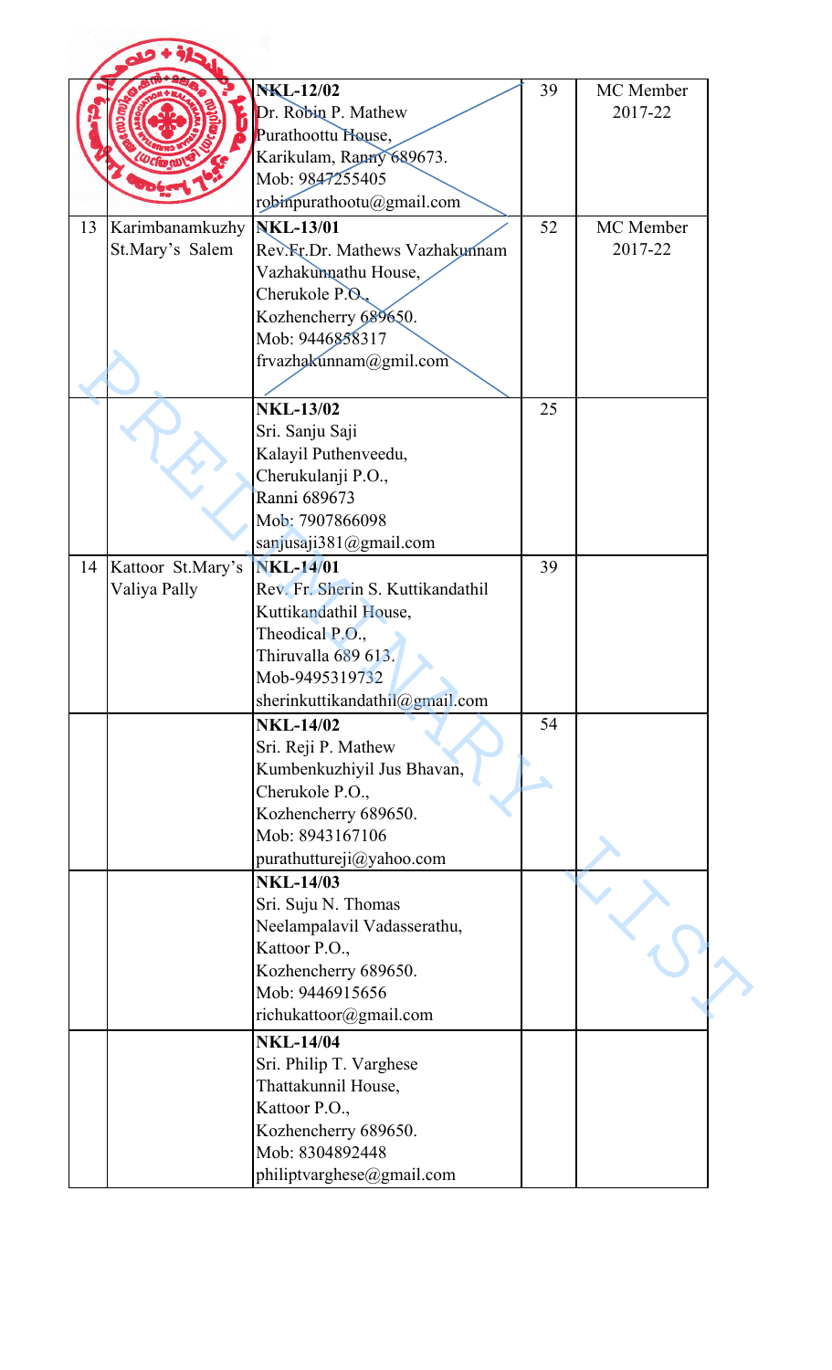| | | | | |
|---|---|---|---|---|
| | | **NKL-12/02**<br>Dr. Robin P. Mathew<br>Purathoottu House,<br>Karikulam, Ranny 689673.<br>Mob: 9847255405<br>robinpurathootu@gmail.com | 39 | MC Member 2017-22 |
| 13 | Karimbanamkuzhy St.Mary's Salem | **NKL-13/01**<br>Rev.Fr.Dr. Mathews Vazhakunnam<br>Vazhakunnathu House,<br>Cherukole P.O.,<br>Kozhencherry 689650.<br>Mob: 9446858317<br>frvazhakunnam@gmil.com | 52 | MC Member 2017-22 |
| | | **NKL-13/02**<br>Sri. Sanju Saji<br>Kalayil Puthenveedu,<br>Cherukulanji P.O.,<br>Ranni 689673<br>Mob: 7907866098<br>sanjusaji381@gmail.com | 25 | |
| 14 | Kattoor St.Mary's Valiya Pally | **NKL-14/01**<br>Rev. Fr. Sherin S. Kuttikandathil<br>Kuttikandathil House,<br>Theodical P.O.,<br>Thiruvalla 689 613.<br>Mob-9495319732<br>sherinkuttikandathil@gmail.com | 39 | |
| | | **NKL-14/02**<br>Sri. Reji P. Mathew<br>Kumbenkuzhiyil Jus Bhavan,<br>Cherukole P.O.,<br>Kozhencherry 689650.<br>Mob: 8943167106<br>purathuttureji@yahoo.com | 54 | |
| | | **NKL-14/03**<br>Sri. Suju N. Thomas<br>Neelampalavil Vadasserathu,<br>Kattoor P.O.,<br>Kozhencherry 689650.<br>Mob: 9446915656<br>richukattoor@gmail.com | | |
| | | **NKL-14/04**<br>Sri. Philip T. Varghese<br>Thattakunnil House,<br>Kattoor P.O.,<br>Kozhencherry 689650.<br>Mob: 8304892448<br>philiptvarghese@gmail.com | | |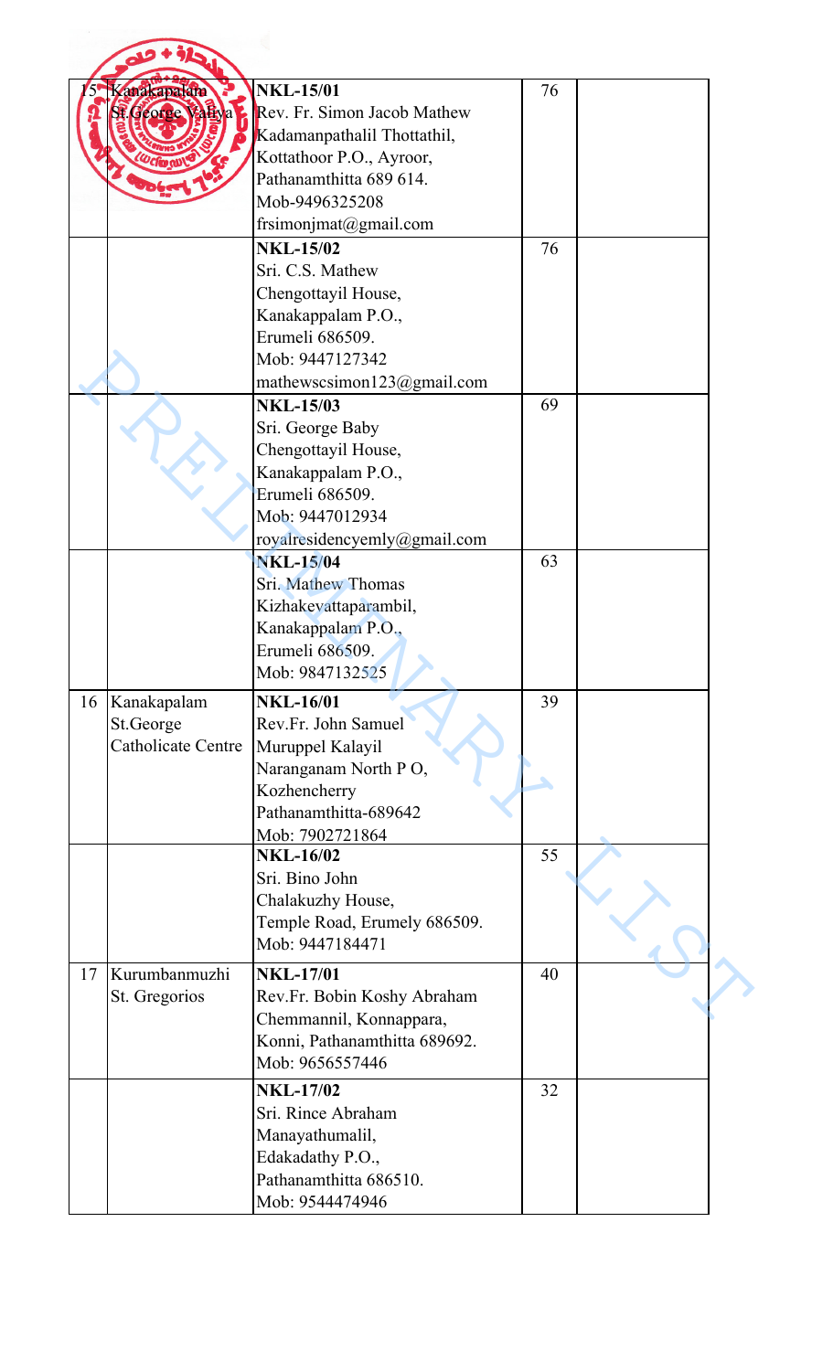| 15 | Kanakapalam St.George Valiya | **NKL-15/01**<br>Rev. Fr. Simon Jacob Mathew<br>Kadamanpathalil Thottathil,<br>Kottathoor P.O., Ayroor,<br>Pathanamthitta 689 614.<br>Mob-9496325208<br>frsimonjmat@gmail.com | 76 | |
|---|---|---|---|---|
| | | **NKL-15/02**<br>Sri. C.S. Mathew<br>Chengottayil House,<br>Kanakappalam P.O.,<br>Erumeli 686509.<br>Mob: 9447127342<br>mathewscsimon123@gmail.com | 76 | |
| | | **NKL-15/03**<br>Sri. George Baby<br>Chengottayil House,<br>Kanakappalam P.O.,<br>Erumeli 686509.<br>Mob: 9447012934<br>royalresidencyemly@gmail.com | 69 | |
| | | **NKL-15/04**<br>Sri. Mathew Thomas<br>Kizhakevattaparambil,<br>Kanakappalam P.O.,<br>Erumeli 686509.<br>Mob: 9847132525 | 63 | |
| 16 | Kanakapalam St.George Catholicate Centre | **NKL-16/01**<br>Rev.Fr. John Samuel<br>Muruppel Kalayil<br>Naranganam North P O,<br>Kozhencherry<br>Pathanamthitta-689642<br>Mob: 7902721864 | 39 | |
| | | **NKL-16/02**<br>Sri. Bino John<br>Chalakuzhy House,<br>Temple Road, Erumely 686509.<br>Mob: 9447184471 | 55 | |
| 17 | Kurumbanmuzhi St. Gregorios | **NKL-17/01**<br>Rev.Fr. Bobin Koshy Abraham<br>Chemmannil, Konnappara,<br>Konni, Pathanamthitta 689692.<br>Mob: 9656557446 | 40 | |
| | | **NKL-17/02**<br>Sri. Rince Abraham<br>Manayathumalil,<br>Edakadathy P.O.,<br>Pathanamthitta 686510.<br>Mob: 9544474946 | 32 | |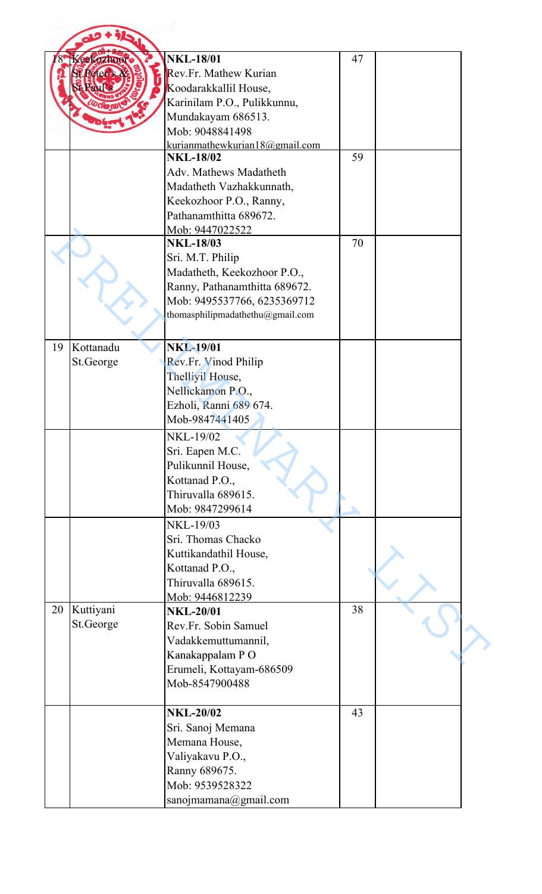| | | | | |
|---|---|---|---|---|
| 18 | Keekozhoor St.Peter's & St.Paul's | **NKL-18/01**<br>Rev.Fr. Mathew Kurian<br>Koodarakkallil House,<br>Karinilam P.O., Pulikkunnu,<br>Mundakayam 686513.<br>Mob: 9048841498<br>kurianmathewkurian18@gmail.com | 47 | |
| | | **NKL-18/02**<br>Adv. Mathews Madatheth<br>Madatheth Vazhakkunnath,<br>Keekozhoor P.O., Ranny,<br>Pathanamthitta 689672.<br>Mob: 9447022522 | 59 | |
| | | **NKL-18/03**<br>Sri. M.T. Philip<br>Madatheth, Keekozhoor P.O.,<br>Ranny, Pathanamthitta 689672.<br>Mob: 9495537766, 6235369712<br>thomasphilipmadathethu@gmail.com | 70 | |
| 19 | Kottanadu St.George | **NKL-19/01**<br>Rev.Fr. Vinod Philip<br>Thelliyil House,<br>Nellickamon P.O.,<br>Ezholi, Ranni 689 674.<br>Mob-9847441405 | | |
| | | NKL-19/02<br>Sri. Eapen M.C.<br>Pulikunnil House,<br>Kottanad P.O.,<br>Thiruvalla 689615.<br>Mob: 9847299614 | | |
| | | NKL-19/03<br>Sri. Thomas Chacko<br>Kuttikandathil House,<br>Kottanad P.O.,<br>Thiruvalla 689615.<br>Mob: 9446812239 | | |
| 20 | Kuttiyani St.George | **NKL-20/01**<br>Rev.Fr. Sobin Samuel<br>Vadakkemuttumannil,<br>Kanakappalam P O<br>Erumeli, Kottayam-686509<br>Mob-8547900488 | 38 | |
| | | **NKL-20/02**<br>Sri. Sanoj Memana<br>Memana House,<br>Valiyakavu P.O.,<br>Ranny 689675.<br>Mob: 9539528322<br>sanojmamana@gmail.com | 43 | |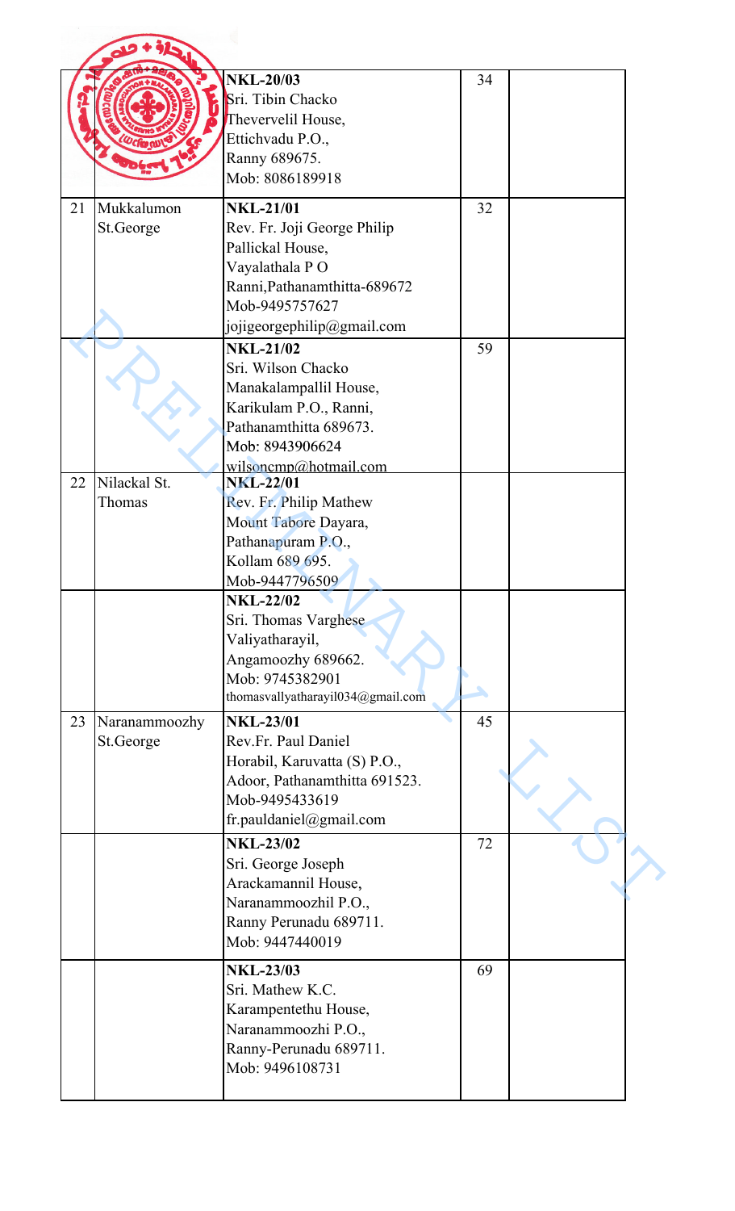| | | | | |
|---|---|---|---|---|
| | | **NKL-20/03**<br>Sri. Tibin Chacko<br>Thevervelil House,<br>Ettichvadu P.O.,<br>Ranny 689675.<br>Mob: 8086189918 | 34 | |
| 21 | Mukkalumon St.George | **NKL-21/01**<br>Rev. Fr. Joji George Philip<br>Pallickal House,<br>Vayalathala P O<br>Ranni,Pathanamthitta-689672<br>Mob-9495757627<br>jojigeorgephilip@gmail.com | 32 | |
| | | **NKL-21/02**<br>Sri. Wilson Chacko<br>Manakalampallil House,<br>Karikulam P.O., Ranni,<br>Pathanamthitta 689673.<br>Mob: 8943906624<br>wilsoncmp@hotmail.com | 59 | |
| 22 | Nilackal St. Thomas | **NKL-22/01**<br>Rev. Fr. Philip Mathew<br>Mount Tabore Dayara,<br>Pathanapuram P.O.,<br>Kollam 689 695.<br>Mob-9447796509 | | |
| | | **NKL-22/02**<br>Sri. Thomas Varghese<br>Valiyatharayil,<br>Angamoozhy 689662.<br>Mob: 9745382901<br>thomasvallyatharayil034@gmail.com | | |
| 23 | Naranammoozhy St.George | **NKL-23/01**<br>Rev.Fr. Paul Daniel<br>Horabil, Karuvatta (S) P.O.,<br>Adoor, Pathanamthitta 691523.<br>Mob-9495433619<br>fr.pauldaniel@gmail.com | 45 | |
| | | **NKL-23/02**<br>Sri. George Joseph<br>Arackamannil House,<br>Naranammoozhil P.O.,<br>Ranny Perunadu 689711.<br>Mob: 9447440019 | 72 | |
| | | **NKL-23/03**<br>Sri. Mathew K.C.<br>Karampentethu House,<br>Naranammoozhi P.O.,<br>Ranny-Perunadu 689711.<br>Mob: 9496108731 | 69 | |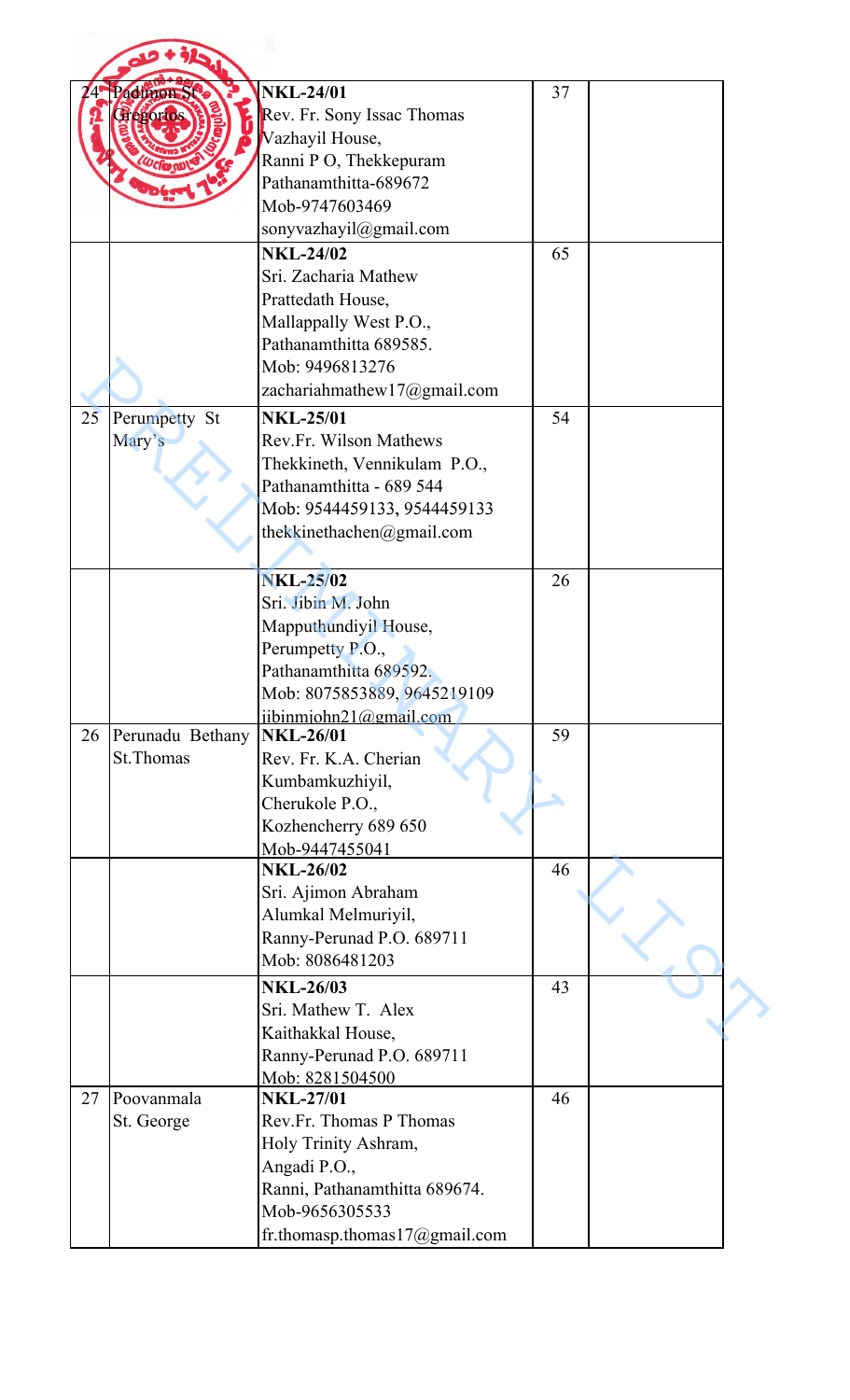| | | | | |
|---|---|---|---|---|
| 24 | Padimon St Gregorios | **NKL-24/01**<br>Rev. Fr. Sony Issac Thomas<br>Vazhayil House,<br>Ranni P O, Thekkepuram<br>Pathanamthitta-689672<br>Mob-9747603469<br>sonyvazhayil@gmail.com | 37 | |
| | | **NKL-24/02**<br>Sri. Zacharia Mathew<br>Prattedath House,<br>Mallappally West P.O.,<br>Pathanamthitta 689585.<br>Mob: 9496813276<br>zachariahmathew17@gmail.com | 65 | |
| 25 | Perumpetty St Mary's | **NKL-25/01**<br>Rev.Fr. Wilson Mathews<br>Thekkineth, Vennikulam P.O.,<br>Pathanamthitta - 689 544<br>Mob: 9544459133, 9544459133<br>thekkinethachen@gmail.com | 54 | |
| | | **NKL-25/02**<br>Sri. Jibin M. John<br>Mapputhundiyil House,<br>Perumpetty P.O.,<br>Pathanamthitta 689592.<br>Mob: 8075853889, 9645219109<br>jibinmjohn21@gmail.com | 26 | |
| 26 | Perunadu Bethany St.Thomas | **NKL-26/01**<br>Rev. Fr. K.A. Cherian<br>Kumbamkuzhiyil,<br>Cherukole P.O.,<br>Kozhencherry 689 650<br>Mob-9447455041 | 59 | |
| | | **NKL-26/02**<br>Sri. Ajimon Abraham<br>Alumkal Melmuriyil,<br>Ranny-Perunad P.O. 689711<br>Mob: 8086481203 | 46 | |
| | | **NKL-26/03**<br>Sri. Mathew T. Alex<br>Kaithakkal House,<br>Ranny-Perunad P.O. 689711<br>Mob: 8281504500 | 43 | |
| 27 | Poovanmala St. George | **NKL-27/01**<br>Rev.Fr. Thomas P Thomas<br>Holy Trinity Ashram,<br>Angadi P.O.,<br>Ranni, Pathanamthitta 689674.<br>Mob-9656305533<br>fr.thomasp.thomas17@gmail.com | 46 | |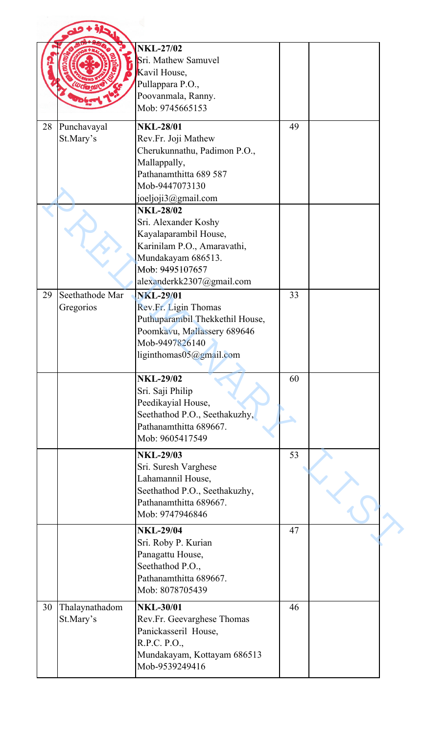| | | | | |
|---|---|---|---|---|
| | | **NKL-27/02**<br>Sri. Mathew Samuvel<br>Kavil House,<br>Pullappara P.O.,<br>Poovanmala, Ranny.<br>Mob: 9745665153 | | |
| 28 | Punchavayal St.Mary's | **NKL-28/01**<br>Rev.Fr. Joji Mathew<br>Cherukunnathu, Padimon P.O.,<br>Mallappally,<br>Pathanamthitta 689 587<br>Mob-9447073130<br>joeljoji3@gmail.com | 49 | |
| | | **NKL-28/02**<br>Sri. Alexander Koshy<br>Kayalaparambil House,<br>Karinilam P.O., Amaravathi,<br>Mundakayam 686513.<br>Mob: 9495107657<br>alexanderkk2307@gmail.com | | |
| 29 | Seethathode Mar Gregorios | **NKL-29/01**<br>Rev.Fr. Ligin Thomas<br>Puthuparambil Thekkethil House,<br>Poomkavu, Mallassery 689646<br>Mob-9497826140<br>liginthomas05@gmail.com | 33 | |
| | | **NKL-29/02**<br>Sri. Saji Philip<br>Peedikayial House,<br>Seethathod P.O., Seethakuzhy,<br>Pathanamthitta 689667.<br>Mob: 9605417549 | 60 | |
| | | **NKL-29/03**<br>Sri. Suresh Varghese<br>Lahamannil House,<br>Seethathod P.O., Seethakuzhy,<br>Pathanamthitta 689667.<br>Mob: 9747946846 | 53 | |
| | | **NKL-29/04**<br>Sri. Roby P. Kurian<br>Panagattu House,<br>Seethathod P.O.,<br>Pathanamthitta 689667.<br>Mob: 8078705439 | 47 | |
| 30 | Thalaynathadom St.Mary's | **NKL-30/01**<br>Rev.Fr. Geevarghese Thomas<br>Panickasseril House,<br>R.P.C. P.O.,<br>Mundakayam, Kottayam 686513<br>Mob-9539249416 | 46 | |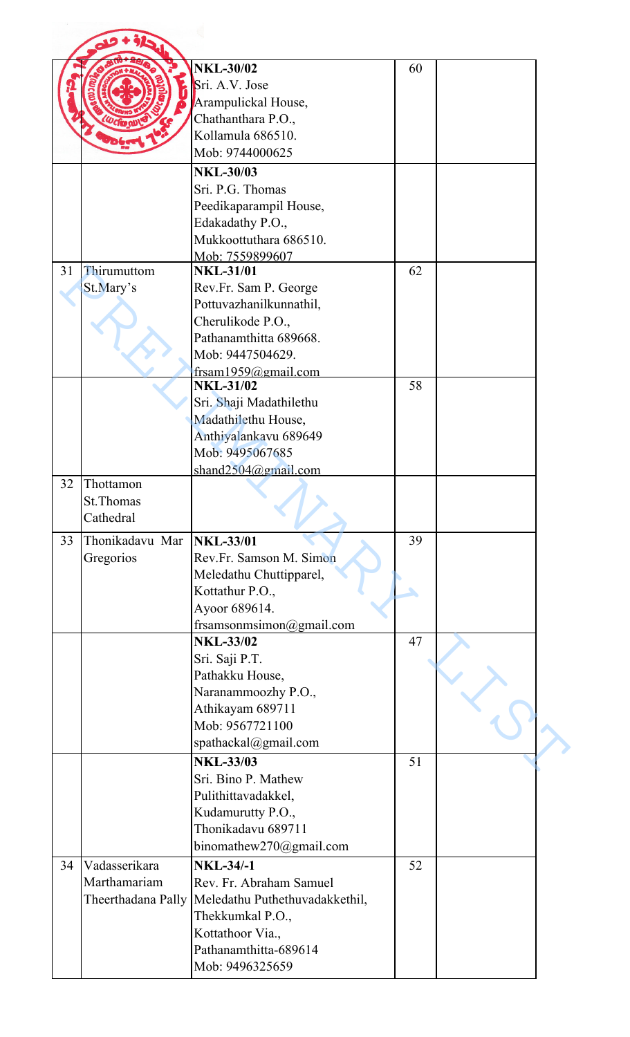|  |  |  |  |  |
|---|---|---|---|---|
|  |  | **NKL-30/02**<br>Sri. A.V. Jose<br>Arampulickal House,<br>Chathanthara P.O.,<br>Kollamula 686510.<br>Mob: 9744000625 | 60 |  |
|  |  | **NKL-30/03**<br>Sri. P.G. Thomas<br>Peedikaparampil House,<br>Edakadathy P.O.,<br>Mukkoottuthara 686510.<br>Mob: 7559899607 |  |  |
| 31 | Thirumuttom St.Mary's | **NKL-31/01**<br>Rev.Fr. Sam P. George<br>Pottuvazhanilkunnathil,<br>Cherulikode P.O.,<br>Pathanamthitta 689668.<br>Mob: 9447504629.<br>frsam1959@gmail.com | 62 |  |
|  |  | **NKL-31/02**<br>Sri. Shaji Madathilethu<br>Madathilethu House,<br>Anthiyalankavu 689649<br>Mob: 9495067685<br>shand2504@gmail.com | 58 |  |
| 32 | Thottamon St.Thomas Cathedral |  |  |  |
| 33 | Thonikadavu Mar Gregorios | **NKL-33/01**<br>Rev.Fr. Samson M. Simon<br>Meledathu Chuttipparel,<br>Kottathur P.O.,<br>Ayoor 689614.<br>frsamsonmsimon@gmail.com | 39 |  |
|  |  | **NKL-33/02**<br>Sri. Saji P.T.<br>Pathakku House,<br>Naranammoozhy P.O.,<br>Athikayam 689711<br>Mob: 9567721100<br>spathackal@gmail.com | 47 |  |
|  |  | **NKL-33/03**<br>Sri. Bino P. Mathew<br>Pulithittavadakkel,<br>Kudamurutty P.O.,<br>Thonikadavu 689711<br>binomathew270@gmail.com | 51 |  |
| 34 | Vadasserikara Marthamariam Theerthadana Pally | **NKL-34/-1**<br>Rev. Fr. Abraham Samuel<br>Meledathu Puthethuvadakkethil,<br>Thekkumkal P.O.,<br>Kottathoor Via.,<br>Pathanamthitta-689614<br>Mob: 9496325659 | 52 |  |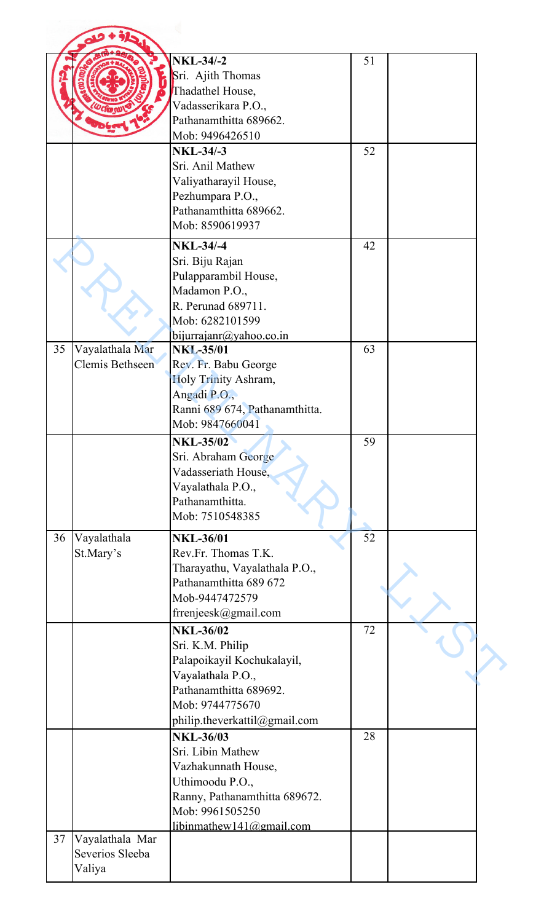| | | | | |
|---|---|---|---|---|
| | | **NKL-34/-2**<br>Sri. Ajith Thomas<br>Thadathel House,<br>Vadasserikara P.O.,<br>Pathanamthitta 689662.<br>Mob: 9496426510 | 51 | |
| | | **NKL-34/-3**<br>Sri. Anil Mathew<br>Valiyatharayil House,<br>Pezhumpara P.O.,<br>Pathanamthitta 689662.<br>Mob: 8590619937 | 52 | |
| | | **NKL-34/-4**<br>Sri. Biju Rajan<br>Pulapparambil House,<br>Madamon P.O.,<br>R. Perunad 689711.<br>Mob: 6282101599<br>bijurrajanr@yahoo.co.in | 42 | |
| 35 | Vayalathala Mar Clemis Bethseen | **NKL-35/01**<br>Rev. Fr. Babu George<br>Holy Trinity Ashram,<br>Angadi P.O.,<br>Ranni 689 674, Pathanamthitta.<br>Mob: 9847660041 | 63 | |
| | | **NKL-35/02**<br>Sri. Abraham George<br>Vadasseriath House,<br>Vayalathala P.O.,<br>Pathanamthitta.<br>Mob: 7510548385 | 59 | |
| 36 | Vayalathala St.Mary's | **NKL-36/01**<br>Rev.Fr. Thomas T.K.<br>Tharayathu, Vayalathala P.O.,<br>Pathanamthitta 689 672<br>Mob-9447472579<br>frrenjeesk@gmail.com | 52 | |
| | | **NKL-36/02**<br>Sri. K.M. Philip<br>Palapoikayil Kochukalayil,<br>Vayalathala P.O.,<br>Pathanamthitta 689692.<br>Mob: 9744775670<br>philip.theverkattil@gmail.com | 72 | |
| | | **NKL-36/03**<br>Sri. Libin Mathew<br>Vazhakunnath House,<br>Uthimoodu P.O.,<br>Ranny, Pathanamthitta 689672.<br>Mob: 9961505250<br>libinmathew141@gmail.com | 28 | |
| 37 | Vayalathala Mar Severios Sleeba Valiya | | | |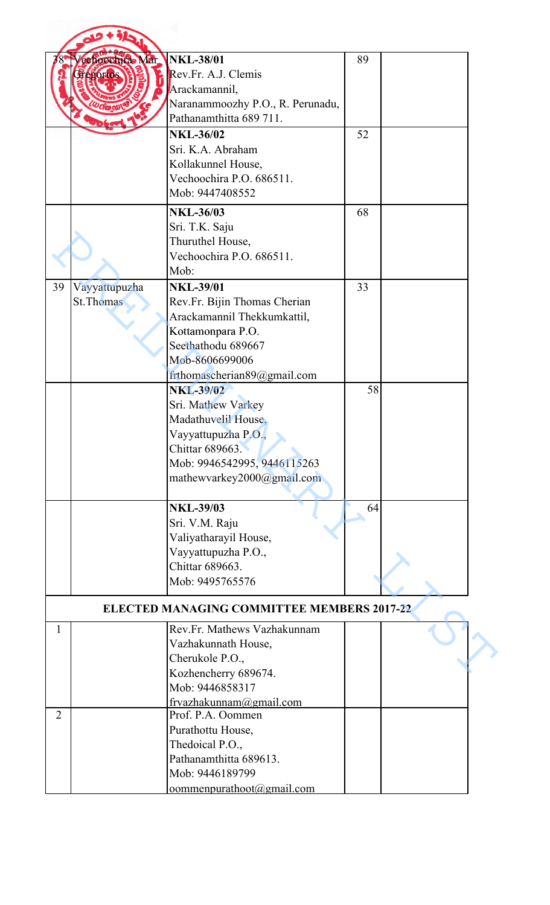| 38 | Vechoochira Mar Gregorios | **NKL-38/01**<br>Rev.Fr. A.J. Clemis<br>Arackamannil,<br>Naranammoozhy P.O., R. Perunadu,<br>Pathanamthitta 689 711. | 89 | |
|---|---|---|---|---|
| | | **NKL-36/02**<br>Sri. K.A. Abraham<br>Kollakunnel House,<br>Vechoochira P.O. 686511.<br>Mob: 9447408552 | 52 | |
| | | **NKL-36/03**<br>Sri. T.K. Saju<br>Thuruthel House,<br>Vechoochira P.O. 686511.<br>Mob: | 68 | |
| 39 | Vayyattupuzha St.Thomas | **NKL-39/01**<br>Rev.Fr. Bijin Thomas Cherian<br>Arackamannil Thekkumkattil,<br>Kottamonpara P.O.<br>Seethathodu 689667<br>Mob-8606699006<br>frthomascherian89@gmail.com | 33 | |
| | | **NKL-39/02**<br>Sri. Mathew Varkey<br>Madathuvelil House,<br>Vayyattupuzha P.O.,<br>Chittar 689663.<br>Mob: 9946542995, 9446115263<br>mathewvarkey2000@gmail.com | 58 | |
| | | **NKL-39/03**<br>Sri. V.M. Raju<br>Valiyatharayil House,<br>Vayyattupuzha P.O.,<br>Chittar 689663.<br>Mob: 9495765576 | 64 | |
| **ELECTED MANAGING COMMITTEE MEMBERS 2017-22** | | | | |
| 1 | | Rev.Fr. Mathews Vazhakunnam<br>Vazhakunnath House,<br>Cherukole P.O.,<br>Kozhencherry 689674.<br>Mob: 9446858317<br>frvazhakunnam@gmail.com | | |
| 2 | | Prof. P.A. Oommen<br>Purathottu House,<br>Thedoical P.O.,<br>Pathanamthitta 689613.<br>Mob: 9446189799<br>oommenpurathoot@gmail.com | | |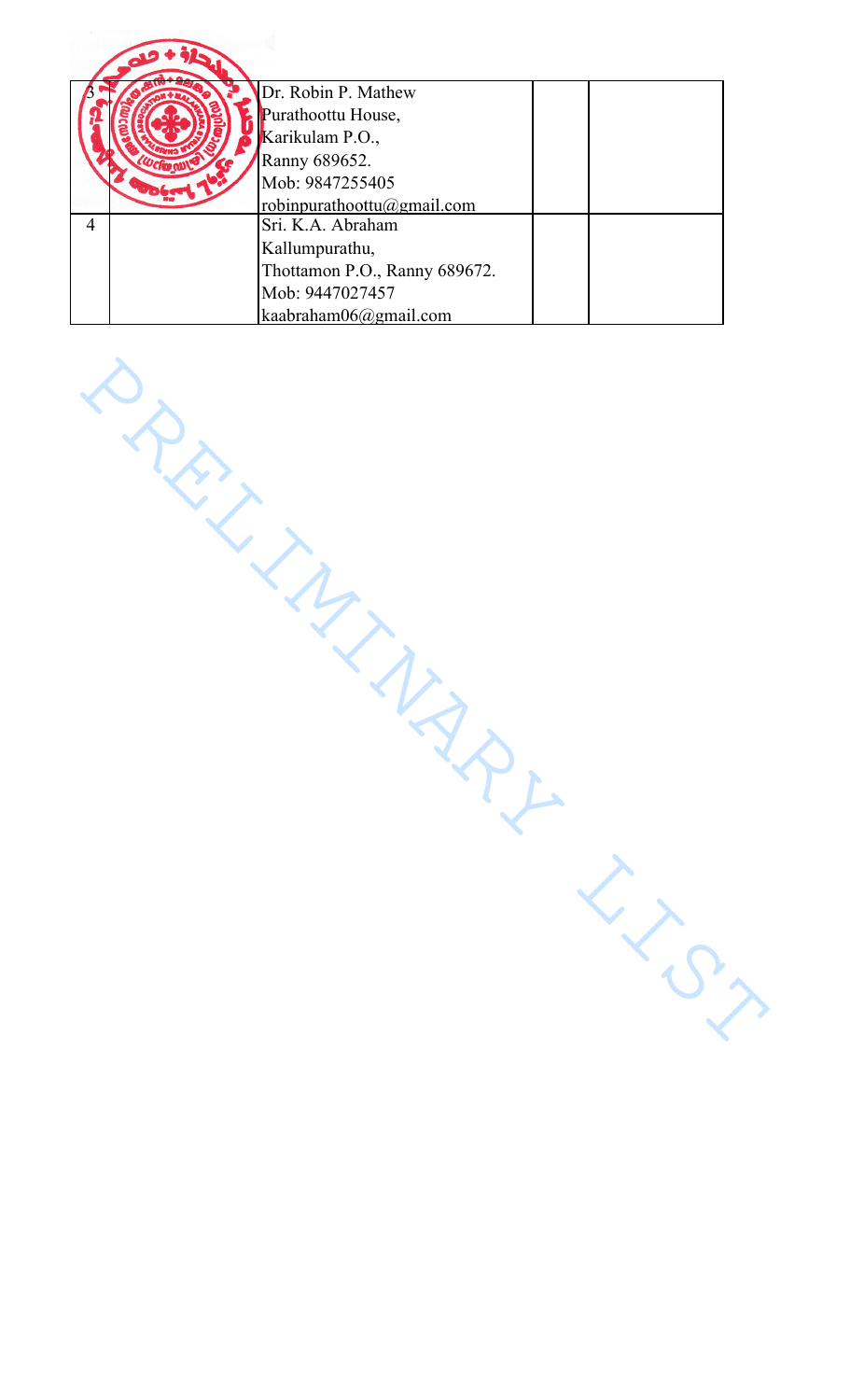| | | | | |
|---|---|---|---|---|
| 3 | | Dr. Robin P. Mathew<br>Purathoottu House,<br>Karikulam P.O.,<br>Ranny 689652.<br>Mob: 9847255405<br>robinpurathoottu@gmail.com | | |
| 4 | | Sri. K.A. Abraham<br>Kallumpurathu,<br>Thottamon P.O., Ranny 689672.<br>Mob: 9447027457<br>kaabraham06@gmail.com | | |

PRELIMINARY LIST